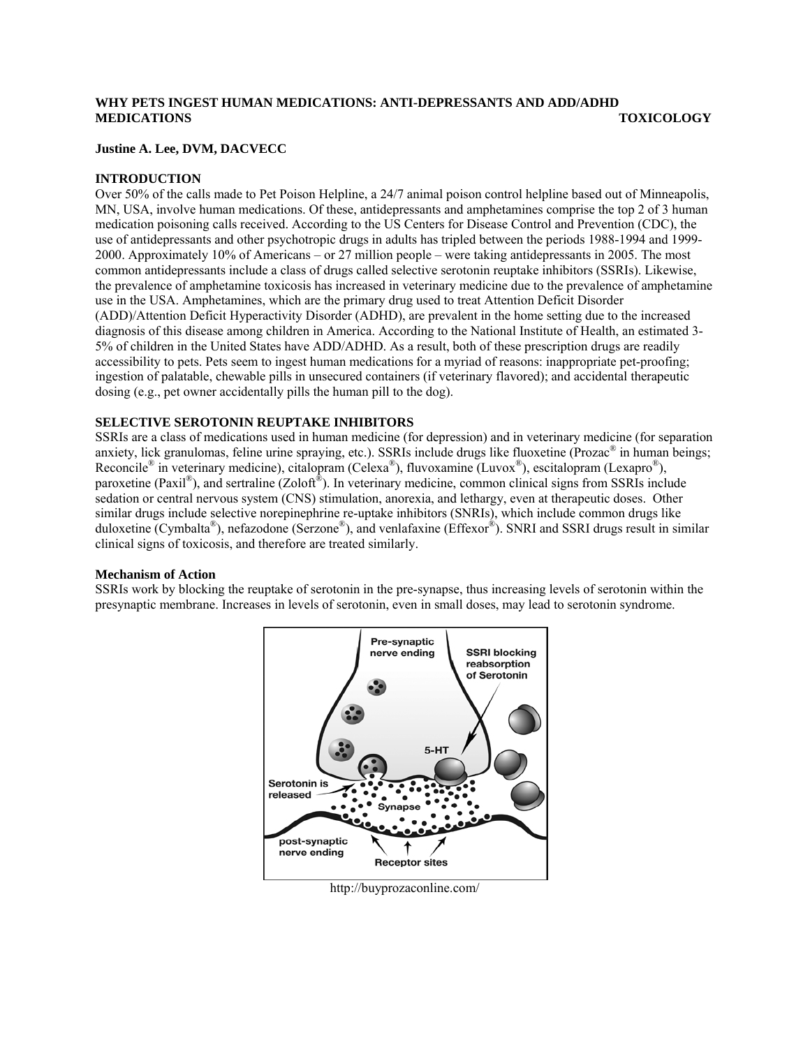**WHY PETS INGEST HUMAN MEDICATIONS: ANTI-DEPRESSANTS AND ADD/ADHD MEDICATIONS** **TOXICOLOGY**

**Justine A. Lee, DVM, DACVECC**

## INTRODUCTION

Over 50% of the calls made to Pet Poison Helpline, a 24/7 animal poison control helpline based out of Minneapolis, MN, USA, involve human medications. Of these, antidepressants and amphetamines comprise the top 2 of 3 human medication poisoning calls received. According to the US Centers for Disease Control and Prevention (CDC), the use of antidepressants and other psychotropic drugs in adults has tripled between the periods 1988-1994 and 1999-2000. Approximately 10% of Americans – or 27 million people – were taking antidepressants in 2005. The most common antidepressants include a class of drugs called selective serotonin reuptake inhibitors (SSRIs). Likewise, the prevalence of amphetamine toxicosis has increased in veterinary medicine due to the prevalence of amphetamine use in the USA. Amphetamines, which are the primary drug used to treat Attention Deficit Disorder (ADD)/Attention Deficit Hyperactivity Disorder (ADHD), are prevalent in the home setting due to the increased diagnosis of this disease among children in America. According to the National Institute of Health, an estimated 3-5% of children in the United States have ADD/ADHD. As a result, both of these prescription drugs are readily accessibility to pets. Pets seem to ingest human medications for a myriad of reasons: inappropriate pet-proofing; ingestion of palatable, chewable pills in unsecured containers (if veterinary flavored); and accidental therapeutic dosing (e.g., pet owner accidentally pills the human pill to the dog).

## SELECTIVE SEROTONIN REUPTAKE INHIBITORS

SSRIs are a class of medications used in human medicine (for depression) and in veterinary medicine (for separation anxiety, lick granulomas, feline urine spraying, etc.). SSRIs include drugs like fluoxetine (Prozac® in human beings; Reconcile® in veterinary medicine), citalopram (Celexa®), fluvoxamine (Luvox®), escitalopram (Lexapro®), paroxetine (Paxil®), and sertraline (Zoloft®). In veterinary medicine, common clinical signs from SSRIs include sedation or central nervous system (CNS) stimulation, anorexia, and lethargy, even at therapeutic doses. Other similar drugs include selective norepinephrine re-uptake inhibitors (SNRIs), which include common drugs like duloxetine (Cymbalta®), nefazodone (Serzone®), and venlafaxine (Effexor®). SNRI and SSRI drugs result in similar clinical signs of toxicosis, and therefore are treated similarly.

### Mechanism of Action

SSRIs work by blocking the reuptake of serotonin in the pre-synapse, thus increasing levels of serotonin within the presynaptic membrane. Increases in levels of serotonin, even in small doses, may lead to serotonin syndrome.

http://buyprozaconline.com/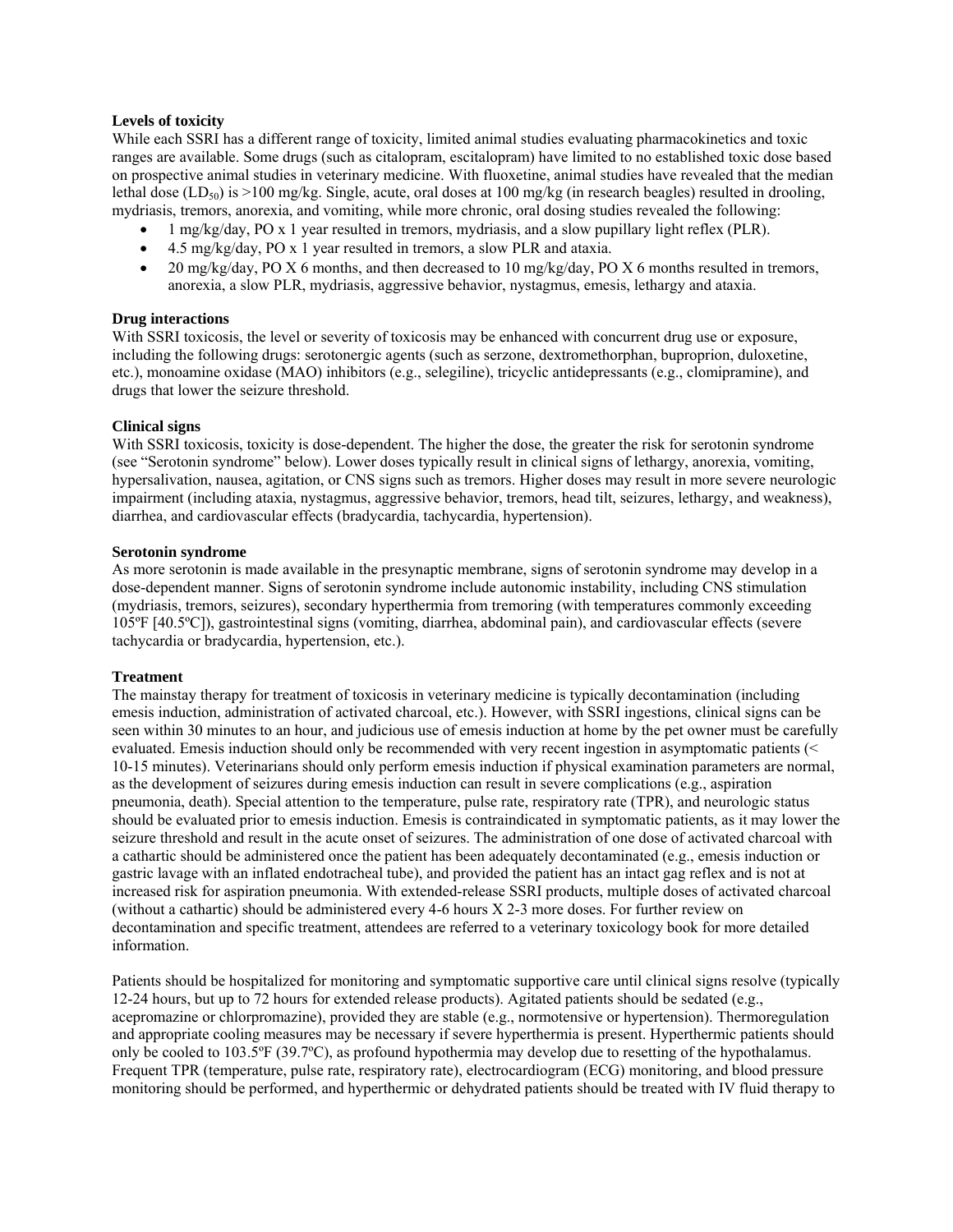**Levels of toxicity**

While each SSRI has a different range of toxicity, limited animal studies evaluating pharmacokinetics and toxic ranges are available. Some drugs (such as citalopram, escitalopram) have limited to no established toxic dose based on prospective animal studies in veterinary medicine. With fluoxetine, animal studies have revealed that the median lethal dose ($LD_{50}$) is >100 mg/kg. Single, acute, oral doses at 100 mg/kg (in research beagles) resulted in drooling, mydriasis, tremors, anorexia, and vomiting, while more chronic, oral dosing studies revealed the following:

- 1 mg/kg/day, PO x 1 year resulted in tremors, mydriasis, and a slow pupillary light reflex (PLR).
- 4.5 mg/kg/day, PO x 1 year resulted in tremors, a slow PLR and ataxia.
- 20 mg/kg/day, PO X 6 months, and then decreased to 10 mg/kg/day, PO X 6 months resulted in tremors, anorexia, a slow PLR, mydriasis, aggressive behavior, nystagmus, emesis, lethargy and ataxia.

**Drug interactions**

With SSRI toxicosis, the level or severity of toxicosis may be enhanced with concurrent drug use or exposure, including the following drugs: serotonergic agents (such as serzone, dextromethorphan, buproprion, duloxetine, etc.), monoamine oxidase (MAO) inhibitors (e.g., selegiline), tricyclic antidepressants (e.g., clomipramine), and drugs that lower the seizure threshold.

**Clinical signs**

With SSRI toxicosis, toxicity is dose-dependent. The higher the dose, the greater the risk for serotonin syndrome (see "Serotonin syndrome" below). Lower doses typically result in clinical signs of lethargy, anorexia, vomiting, hypersalivation, nausea, agitation, or CNS signs such as tremors. Higher doses may result in more severe neurologic impairment (including ataxia, nystagmus, aggressive behavior, tremors, head tilt, seizures, lethargy, and weakness), diarrhea, and cardiovascular effects (bradycardia, tachycardia, hypertension).

**Serotonin syndrome**

As more serotonin is made available in the presynaptic membrane, signs of serotonin syndrome may develop in a dose-dependent manner. Signs of serotonin syndrome include autonomic instability, including CNS stimulation (mydriasis, tremors, seizures), secondary hyperthermia from tremoring (with temperatures commonly exceeding 105ºF [40.5ºC]), gastrointestinal signs (vomiting, diarrhea, abdominal pain), and cardiovascular effects (severe tachycardia or bradycardia, hypertension, etc.).

**Treatment**

The mainstay therapy for treatment of toxicosis in veterinary medicine is typically decontamination (including emesis induction, administration of activated charcoal, etc.). However, with SSRI ingestions, clinical signs can be seen within 30 minutes to an hour, and judicious use of emesis induction at home by the pet owner must be carefully evaluated. Emesis induction should only be recommended with very recent ingestion in asymptomatic patients (< 10-15 minutes). Veterinarians should only perform emesis induction if physical examination parameters are normal, as the development of seizures during emesis induction can result in severe complications (e.g., aspiration pneumonia, death). Special attention to the temperature, pulse rate, respiratory rate (TPR), and neurologic status should be evaluated prior to emesis induction. Emesis is contraindicated in symptomatic patients, as it may lower the seizure threshold and result in the acute onset of seizures. The administration of one dose of activated charcoal with a cathartic should be administered once the patient has been adequately decontaminated (e.g., emesis induction or gastric lavage with an inflated endotracheal tube), and provided the patient has an intact gag reflex and is not at increased risk for aspiration pneumonia. With extended-release SSRI products, multiple doses of activated charcoal (without a cathartic) should be administered every 4-6 hours X 2-3 more doses. For further review on decontamination and specific treatment, attendees are referred to a veterinary toxicology book for more detailed information.

Patients should be hospitalized for monitoring and symptomatic supportive care until clinical signs resolve (typically 12-24 hours, but up to 72 hours for extended release products). Agitated patients should be sedated (e.g., acepromazine or chlorpromazine), provided they are stable (e.g., normotensive or hypertension). Thermoregulation and appropriate cooling measures may be necessary if severe hyperthermia is present. Hyperthermic patients should only be cooled to 103.5ºF (39.7ºC), as profound hypothermia may develop due to resetting of the hypothalamus. Frequent TPR (temperature, pulse rate, respiratory rate), electrocardiogram (ECG) monitoring, and blood pressure monitoring should be performed, and hyperthermic or dehydrated patients should be treated with IV fluid therapy to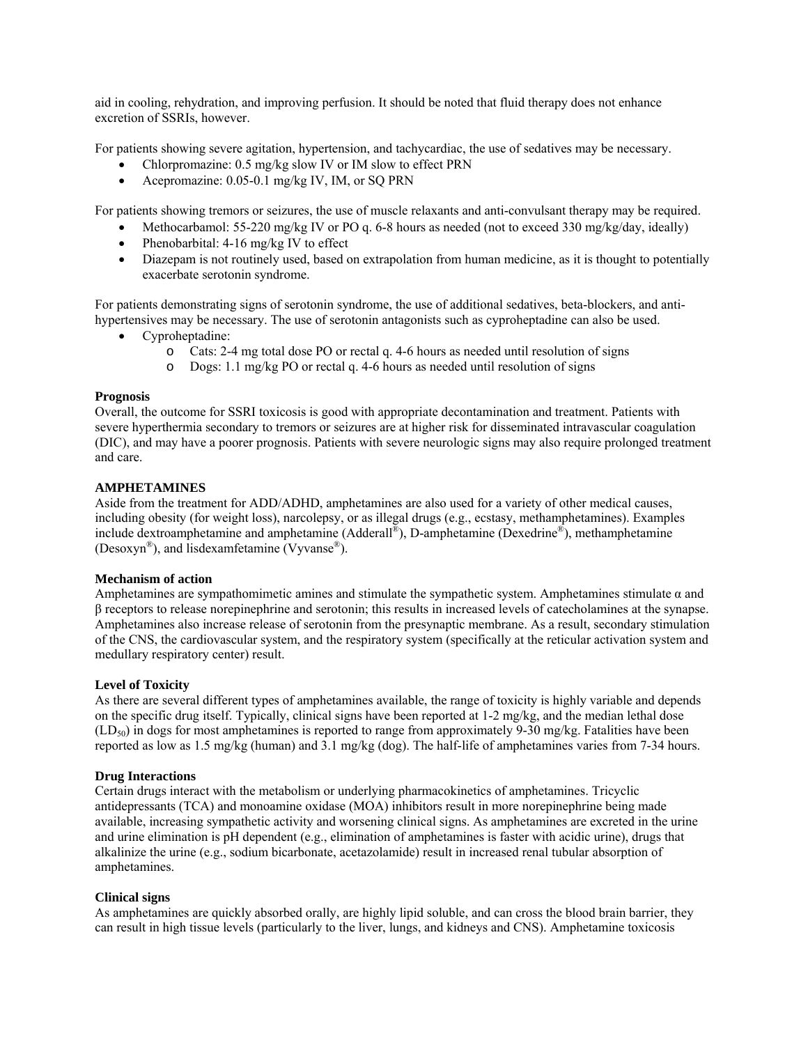aid in cooling, rehydration, and improving perfusion. It should be noted that fluid therapy does not enhance excretion of SSRIs, however.

For patients showing severe agitation, hypertension, and tachycardiac, the use of sedatives may be necessary.

- Chlorpromazine: 0.5 mg/kg slow IV or IM slow to effect PRN
- Acepromazine: 0.05-0.1 mg/kg IV, IM, or SQ PRN

For patients showing tremors or seizures, the use of muscle relaxants and anti-convulsant therapy may be required.

- Methocarbamol: 55-220 mg/kg IV or PO q. 6-8 hours as needed (not to exceed 330 mg/kg/day, ideally)
- Phenobarbital: 4-16 mg/kg IV to effect
- Diazepam is not routinely used, based on extrapolation from human medicine, as it is thought to potentially exacerbate serotonin syndrome.

For patients demonstrating signs of serotonin syndrome, the use of additional sedatives, beta-blockers, and anti-hypertensives may be necessary. The use of serotonin antagonists such as cyproheptadine can also be used.

- Cyproheptadine:
  - Cats: 2-4 mg total dose PO or rectal q. 4-6 hours as needed until resolution of signs
  - Dogs: 1.1 mg/kg PO or rectal q. 4-6 hours as needed until resolution of signs

**Prognosis**

Overall, the outcome for SSRI toxicosis is good with appropriate decontamination and treatment. Patients with severe hyperthermia secondary to tremors or seizures are at higher risk for disseminated intravascular coagulation (DIC), and may have a poorer prognosis. Patients with severe neurologic signs may also require prolonged treatment and care.

**AMPHETAMINES**

Aside from the treatment for ADD/ADHD, amphetamines are also used for a variety of other medical causes, including obesity (for weight loss), narcolepsy, or as illegal drugs (e.g., ecstasy, methamphetamines). Examples include dextroamphetamine and amphetamine (Adderall®), D-amphetamine (Dexedrine®), methamphetamine (Desoxyn®), and lisdexamfetamine (Vyvanse®).

**Mechanism of action**

Amphetamines are sympathomimetic amines and stimulate the sympathetic system. Amphetamines stimulate α and β receptors to release norepinephrine and serotonin; this results in increased levels of catecholamines at the synapse. Amphetamines also increase release of serotonin from the presynaptic membrane. As a result, secondary stimulation of the CNS, the cardiovascular system, and the respiratory system (specifically at the reticular activation system and medullary respiratory center) result.

**Level of Toxicity**

As there are several different types of amphetamines available, the range of toxicity is highly variable and depends on the specific drug itself. Typically, clinical signs have been reported at 1-2 mg/kg, and the median lethal dose ($LD_{50}$) in dogs for most amphetamines is reported to range from approximately 9-30 mg/kg. Fatalities have been reported as low as 1.5 mg/kg (human) and 3.1 mg/kg (dog). The half-life of amphetamines varies from 7-34 hours.

**Drug Interactions**

Certain drugs interact with the metabolism or underlying pharmacokinetics of amphetamines. Tricyclic antidepressants (TCA) and monoamine oxidase (MOA) inhibitors result in more norepinephrine being made available, increasing sympathetic activity and worsening clinical signs. As amphetamines are excreted in the urine and urine elimination is pH dependent (e.g., elimination of amphetamines is faster with acidic urine), drugs that alkalinize the urine (e.g., sodium bicarbonate, acetazolamide) result in increased renal tubular absorption of amphetamines.

**Clinical signs**

As amphetamines are quickly absorbed orally, are highly lipid soluble, and can cross the blood brain barrier, they can result in high tissue levels (particularly to the liver, lungs, and kidneys and CNS). Amphetamine toxicosis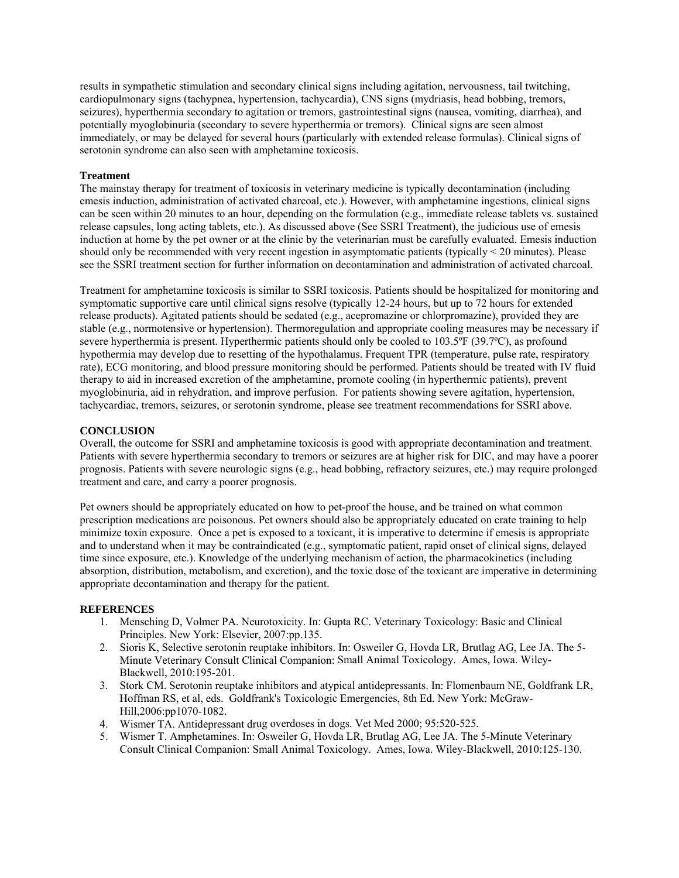results in sympathetic stimulation and secondary clinical signs including agitation, nervousness, tail twitching, cardiopulmonary signs (tachypnea, hypertension, tachycardia), CNS signs (mydriasis, head bobbing, tremors, seizures), hyperthermia secondary to agitation or tremors, gastrointestinal signs (nausea, vomiting, diarrhea), and potentially myoglobinuria (secondary to severe hyperthermia or tremors). Clinical signs are seen almost immediately, or may be delayed for several hours (particularly with extended release formulas). Clinical signs of serotonin syndrome can also seen with amphetamine toxicosis.

**Treatment**

The mainstay therapy for treatment of toxicosis in veterinary medicine is typically decontamination (including emesis induction, administration of activated charcoal, etc.). However, with amphetamine ingestions, clinical signs can be seen within 20 minutes to an hour, depending on the formulation (e.g., immediate release tablets vs. sustained release capsules, long acting tablets, etc.). As discussed above (See SSRI Treatment), the judicious use of emesis induction at home by the pet owner or at the clinic by the veterinarian must be carefully evaluated. Emesis induction should only be recommended with very recent ingestion in asymptomatic patients (typically < 20 minutes). Please see the SSRI treatment section for further information on decontamination and administration of activated charcoal.

Treatment for amphetamine toxicosis is similar to SSRI toxicosis. Patients should be hospitalized for monitoring and symptomatic supportive care until clinical signs resolve (typically 12-24 hours, but up to 72 hours for extended release products). Agitated patients should be sedated (e.g., acepromazine or chlorpromazine), provided they are stable (e.g., normotensive or hypertension). Thermoregulation and appropriate cooling measures may be necessary if severe hyperthermia is present. Hyperthermic patients should only be cooled to 103.5ºF (39.7ºC), as profound hypothermia may develop due to resetting of the hypothalamus. Frequent TPR (temperature, pulse rate, respiratory rate), ECG monitoring, and blood pressure monitoring should be performed. Patients should be treated with IV fluid therapy to aid in increased excretion of the amphetamine, promote cooling (in hyperthermic patients), prevent myoglobinuria, aid in rehydration, and improve perfusion. For patients showing severe agitation, hypertension, tachycardiac, tremors, seizures, or serotonin syndrome, please see treatment recommendations for SSRI above.

**CONCLUSION**

Overall, the outcome for SSRI and amphetamine toxicosis is good with appropriate decontamination and treatment. Patients with severe hyperthermia secondary to tremors or seizures are at higher risk for DIC, and may have a poorer prognosis. Patients with severe neurologic signs (e.g., head bobbing, refractory seizures, etc.) may require prolonged treatment and care, and carry a poorer prognosis.

Pet owners should be appropriately educated on how to pet-proof the house, and be trained on what common prescription medications are poisonous. Pet owners should also be appropriately educated on crate training to help minimize toxin exposure. Once a pet is exposed to a toxicant, it is imperative to determine if emesis is appropriate and to understand when it may be contraindicated (e.g., symptomatic patient, rapid onset of clinical signs, delayed time since exposure, etc.). Knowledge of the underlying mechanism of action, the pharmacokinetics (including absorption, distribution, metabolism, and excretion), and the toxic dose of the toxicant are imperative in determining appropriate decontamination and therapy for the patient.

**REFERENCES**

1. Mensching D, Volmer PA. Neurotoxicity. In: Gupta RC. Veterinary Toxicology: Basic and Clinical Principles. New York: Elsevier, 2007:pp.135.
2. Sioris K, Selective serotonin reuptake inhibitors. In: Osweiler G, Hovda LR, Brutlag AG, Lee JA. The 5-Minute Veterinary Consult Clinical Companion: Small Animal Toxicology. Ames, Iowa. Wiley-Blackwell, 2010:195-201.
3. Stork CM. Serotonin reuptake inhibitors and atypical antidepressants. In: Flomenbaum NE, Goldfrank LR, Hoffman RS, et al, eds. Goldfrank's Toxicologic Emergencies, 8th Ed. New York: McGraw-Hill,2006:pp1070-1082.
4. Wismer TA. Antidepressant drug overdoses in dogs. Vet Med 2000; 95:520-525.
5. Wismer T. Amphetamines. In: Osweiler G, Hovda LR, Brutlag AG, Lee JA. The 5-Minute Veterinary Consult Clinical Companion: Small Animal Toxicology. Ames, Iowa. Wiley-Blackwell, 2010:125-130.